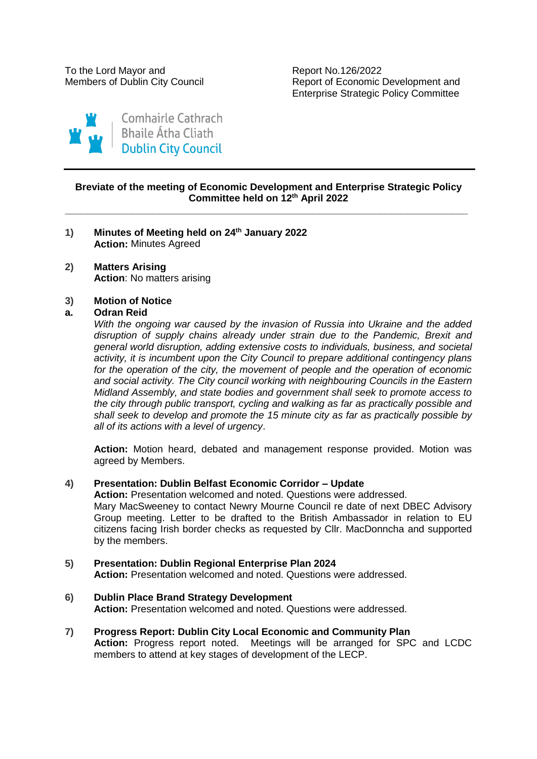To the Lord Mayor and
Members of Dublin City Council

Report No.126/2022
Report of Economic Development and
Enterprise Strategic Policy Committee

Comhairle Cathrach
Bhaile Átha Cliath
Dublin City Council

---

**Breviate of the meeting of Economic Development and Enterprise Strategic Policy Committee held on 12th April 2022**

---

**1) Minutes of Meeting held on 24th January 2022**
**Action:** Minutes Agreed

**2) Matters Arising**
**Action**: No matters arising

**3) Motion of Notice**

**a. Odran Reid**

*With the ongoing war caused by the invasion of Russia into Ukraine and the added disruption of supply chains already under strain due to the Pandemic, Brexit and general world disruption, adding extensive costs to individuals, business, and societal activity, it is incumbent upon the City Council to prepare additional contingency plans for the operation of the city, the movement of people and the operation of economic and social activity. The City council working with neighbouring Councils in the Eastern Midland Assembly, and state bodies and government shall seek to promote access to the city through public transport, cycling and walking as far as practically possible and shall seek to develop and promote the 15 minute city as far as practically possible by all of its actions with a level of urgency*.

**Action:** Motion heard, debated and management response provided. Motion was agreed by Members.

**4) Presentation: Dublin Belfast Economic Corridor – Update**
**Action:** Presentation welcomed and noted. Questions were addressed.
Mary MacSweeney to contact Newry Mourne Council re date of next DBEC Advisory Group meeting. Letter to be drafted to the British Ambassador in relation to EU citizens facing Irish border checks as requested by Cllr. MacDonncha and supported by the members.

**5) Presentation: Dublin Regional Enterprise Plan 2024**
**Action:** Presentation welcomed and noted. Questions were addressed.

**6) Dublin Place Brand Strategy Development**
**Action:** Presentation welcomed and noted. Questions were addressed.

**7) Progress Report: Dublin City Local Economic and Community Plan**
**Action:** Progress report noted. Meetings will be arranged for SPC and LCDC members to attend at key stages of development of the LECP.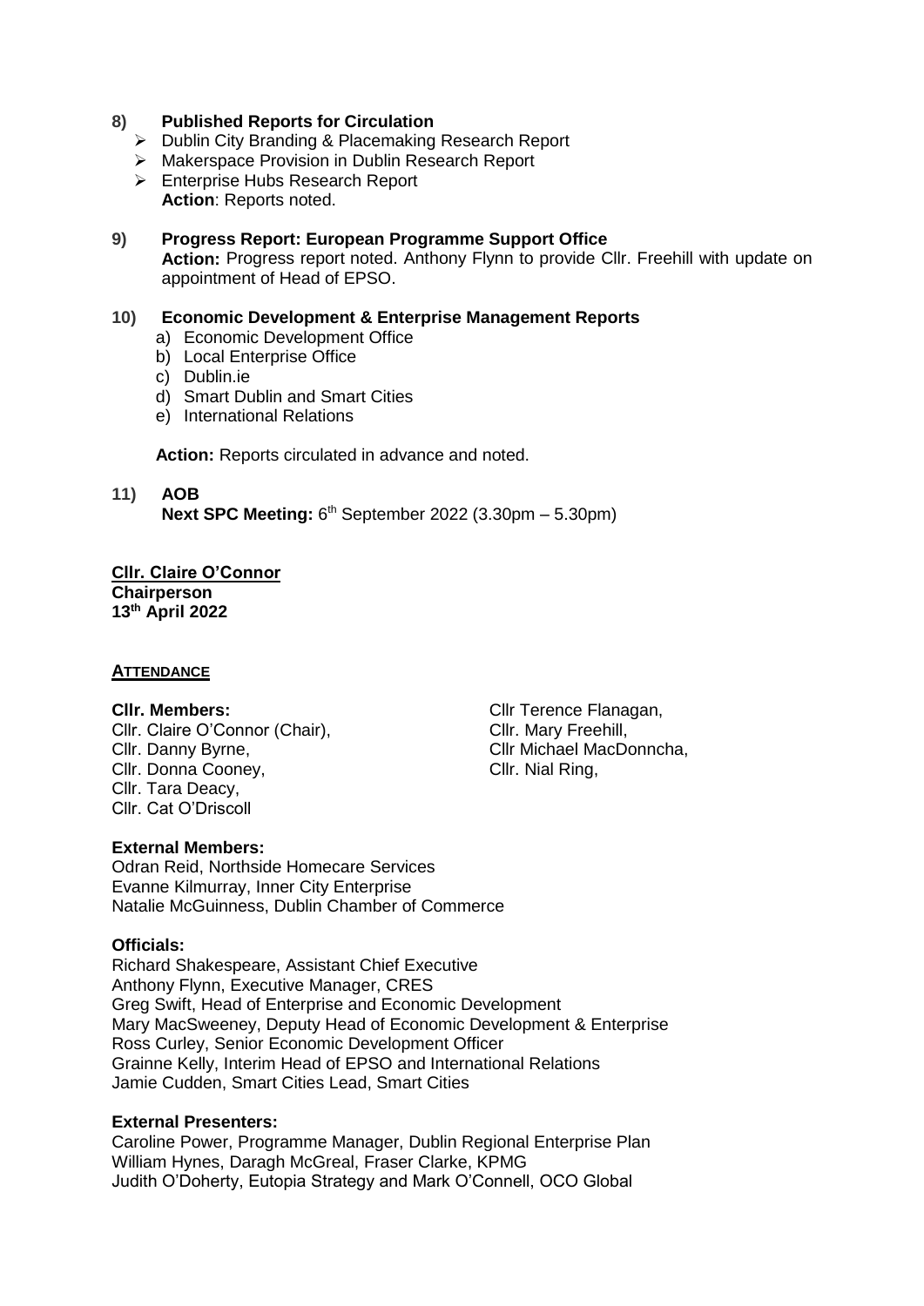**8) Published Reports for Circulation**

- Dublin City Branding & Placemaking Research Report
- Makerspace Provision in Dublin Research Report
- Enterprise Hubs Research Report

**Action**: Reports noted.

**9) Progress Report: European Programme Support Office**

**Action:** Progress report noted. Anthony Flynn to provide Cllr. Freehill with update on appointment of Head of EPSO.

**10) Economic Development & Enterprise Management Reports**

a) Economic Development Office
b) Local Enterprise Office
c) Dublin.ie
d) Smart Dublin and Smart Cities
e) International Relations

**Action:** Reports circulated in advance and noted.

**11) AOB**

**Next SPC Meeting:** 6th September 2022 (3.30pm – 5.30pm)

**Cllr. Claire O'Connor**
**Chairperson**
**13th April 2022**

**ATTENDANCE**

**Cllr. Members:**
Cllr. Claire O'Connor (Chair),
Cllr. Danny Byrne,
Cllr. Donna Cooney,
Cllr. Tara Deacy,
Cllr. Cat O'Driscoll
Cllr Terence Flanagan,
Cllr. Mary Freehill,
Cllr Michael MacDonncha,
Cllr. Nial Ring,

**External Members:**
Odran Reid, Northside Homecare Services
Evanne Kilmurray, Inner City Enterprise
Natalie McGuinness, Dublin Chamber of Commerce

**Officials:**
Richard Shakespeare, Assistant Chief Executive
Anthony Flynn, Executive Manager, CRES
Greg Swift, Head of Enterprise and Economic Development
Mary MacSweeney, Deputy Head of Economic Development & Enterprise
Ross Curley, Senior Economic Development Officer
Grainne Kelly, Interim Head of EPSO and International Relations
Jamie Cudden, Smart Cities Lead, Smart Cities

**External Presenters:**
Caroline Power, Programme Manager, Dublin Regional Enterprise Plan
William Hynes, Daragh McGreal, Fraser Clarke, KPMG
Judith O'Doherty, Eutopia Strategy and Mark O'Connell, OCO Global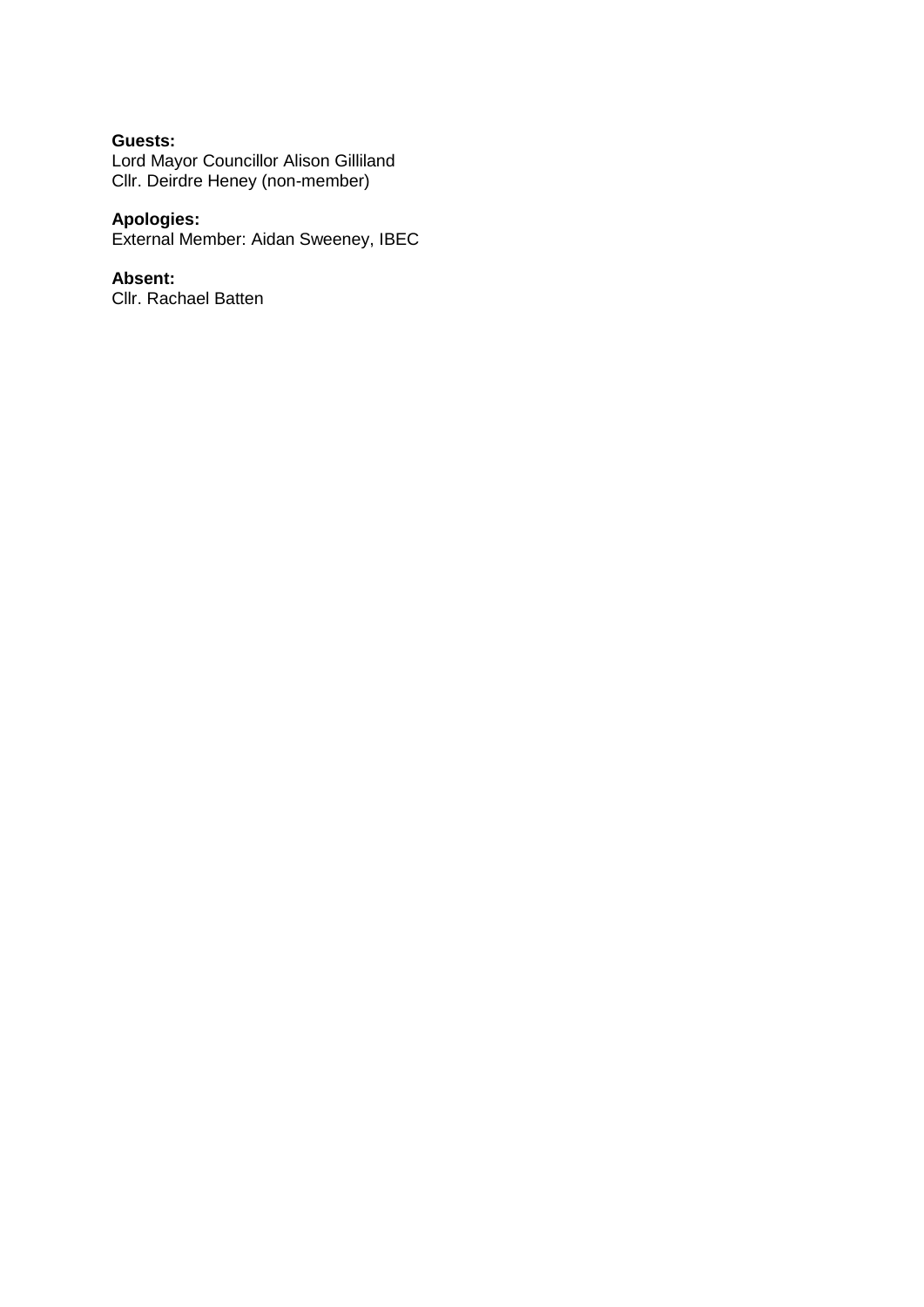**Guests:**
Lord Mayor Councillor Alison Gilliland
Cllr. Deirdre Heney (non-member)

**Apologies:**
External Member: Aidan Sweeney, IBEC

**Absent:**
Cllr. Rachael Batten